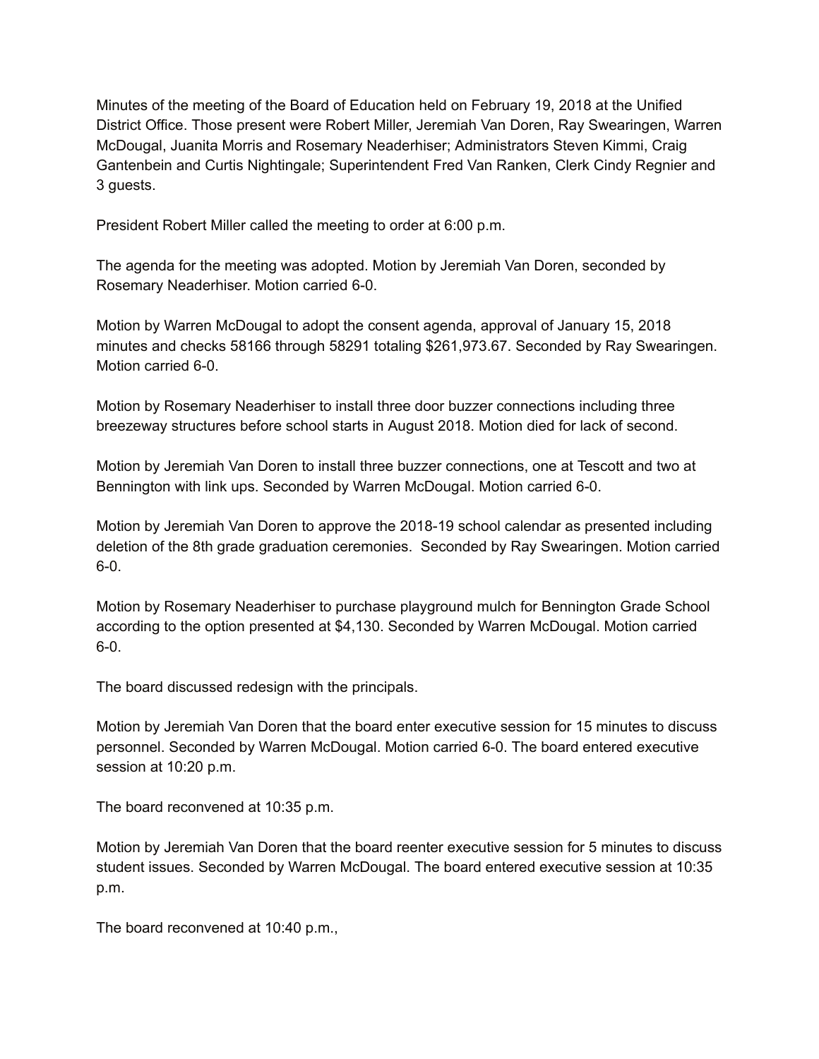Minutes of the meeting of the Board of Education held on February 19, 2018 at the Unified District Office. Those present were Robert Miller, Jeremiah Van Doren, Ray Swearingen, Warren McDougal, Juanita Morris and Rosemary Neaderhiser; Administrators Steven Kimmi, Craig Gantenbein and Curtis Nightingale; Superintendent Fred Van Ranken, Clerk Cindy Regnier and 3 guests.

President Robert Miller called the meeting to order at 6:00 p.m.

The agenda for the meeting was adopted. Motion by Jeremiah Van Doren, seconded by Rosemary Neaderhiser. Motion carried 6-0.

Motion by Warren McDougal to adopt the consent agenda, approval of January 15, 2018 minutes and checks 58166 through 58291 totaling $261,973.67. Seconded by Ray Swearingen. Motion carried 6-0.

Motion by Rosemary Neaderhiser to install three door buzzer connections including three breezeway structures before school starts in August 2018. Motion died for lack of second.

Motion by Jeremiah Van Doren to install three buzzer connections, one at Tescott and two at Bennington with link ups. Seconded by Warren McDougal. Motion carried 6-0.

Motion by Jeremiah Van Doren to approve the 2018-19 school calendar as presented including deletion of the 8th grade graduation ceremonies. Seconded by Ray Swearingen. Motion carried 6-0.

Motion by Rosemary Neaderhiser to purchase playground mulch for Bennington Grade School according to the option presented at $4,130. Seconded by Warren McDougal. Motion carried 6-0.

The board discussed redesign with the principals.

Motion by Jeremiah Van Doren that the board enter executive session for 15 minutes to discuss personnel. Seconded by Warren McDougal. Motion carried 6-0. The board entered executive session at 10:20 p.m.

The board reconvened at 10:35 p.m.

Motion by Jeremiah Van Doren that the board reenter executive session for 5 minutes to discuss student issues. Seconded by Warren McDougal. The board entered executive session at 10:35 p.m.

The board reconvened at 10:40 p.m.,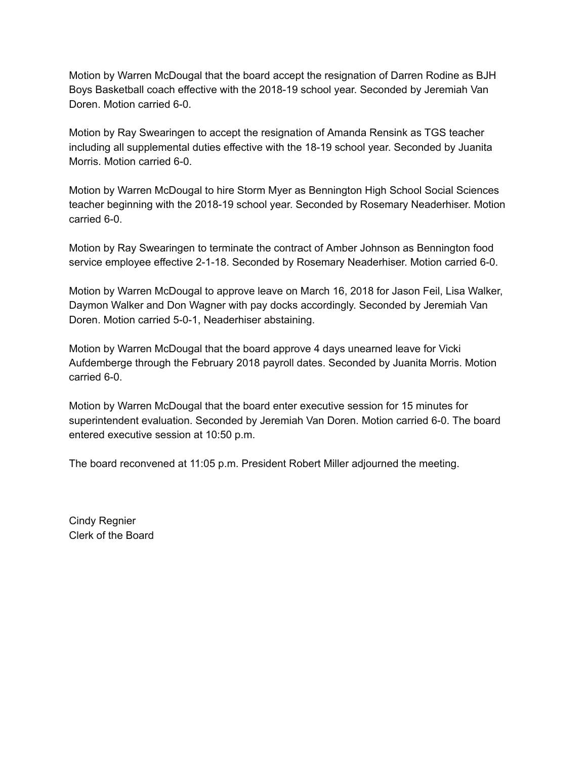Motion by Warren McDougal that the board accept the resignation of Darren Rodine as BJH Boys Basketball coach effective with the 2018-19 school year. Seconded by Jeremiah Van Doren. Motion carried 6-0.

Motion by Ray Swearingen to accept the resignation of Amanda Rensink as TGS teacher including all supplemental duties effective with the 18-19 school year. Seconded by Juanita Morris. Motion carried 6-0.

Motion by Warren McDougal to hire Storm Myer as Bennington High School Social Sciences teacher beginning with the 2018-19 school year. Seconded by Rosemary Neaderhiser. Motion carried 6-0.

Motion by Ray Swearingen to terminate the contract of Amber Johnson as Bennington food service employee effective 2-1-18. Seconded by Rosemary Neaderhiser. Motion carried 6-0.

Motion by Warren McDougal to approve leave on March 16, 2018 for Jason Feil, Lisa Walker, Daymon Walker and Don Wagner with pay docks accordingly. Seconded by Jeremiah Van Doren. Motion carried 5-0-1, Neaderhiser abstaining.

Motion by Warren McDougal that the board approve 4 days unearned leave for Vicki Aufdemberge through the February 2018 payroll dates. Seconded by Juanita Morris. Motion carried 6-0.

Motion by Warren McDougal that the board enter executive session for 15 minutes for superintendent evaluation. Seconded by Jeremiah Van Doren. Motion carried 6-0. The board entered executive session at 10:50 p.m.

The board reconvened at 11:05 p.m. President Robert Miller adjourned the meeting.

Cindy Regnier
Clerk of the Board